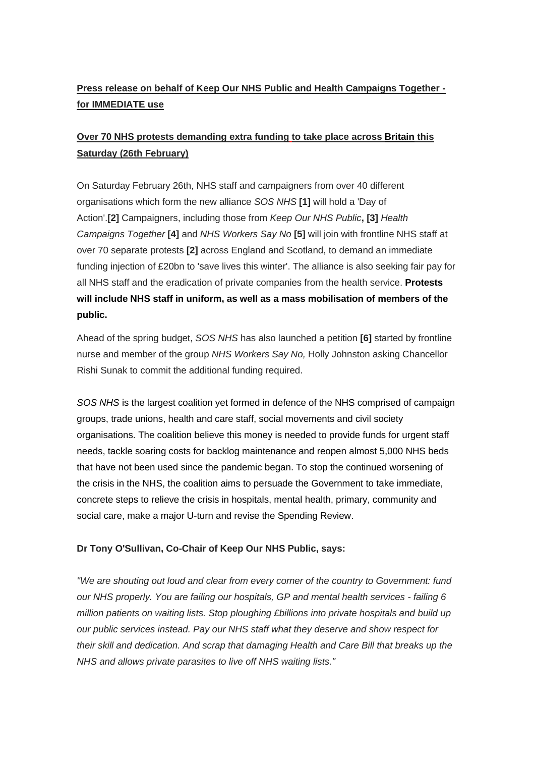**Press release on behalf of Keep Our NHS Public and Health Campaigns Together - for IMMEDIATE use**

**Over 70 NHS protests demanding extra funding to take place across Britain this Saturday (26th February)**

On Saturday February 26th, NHS staff and campaigners from over 40 different organisations which form the new alliance *SOS NHS* **[1]** will hold a 'Day of Action'.**[2]** Campaigners, including those from *Keep Our NHS Public*, **[3]** *Health Campaigns Together* **[4]** and *NHS Workers Say No* **[5]** will join with frontline NHS staff at over 70 separate protests **[2]** across England and Scotland, to demand an immediate funding injection of £20bn to 'save lives this winter'. The alliance is also seeking fair pay for all NHS staff and the eradication of private companies from the health service. **Protests will include NHS staff in uniform, as well as a mass mobilisation of members of the public.**

Ahead of the spring budget, *SOS NHS* has also launched a petition **[6]** started by frontline nurse and member of the group *NHS Workers Say No,* Holly Johnston asking Chancellor Rishi Sunak to commit the additional funding required.

*SOS NHS* is the largest coalition yet formed in defence of the NHS comprised of campaign groups, trade unions, health and care staff, social movements and civil society organisations. The coalition believe this money is needed to provide funds for urgent staff needs, tackle soaring costs for backlog maintenance and reopen almost 5,000 NHS beds that have not been used since the pandemic began. To stop the continued worsening of the crisis in the NHS, the coalition aims to persuade the Government to take immediate, concrete steps to relieve the crisis in hospitals, mental health, primary, community and social care, make a major U-turn and revise the Spending Review.

**Dr Tony O'Sullivan, Co-Chair of Keep Our NHS Public, says:**

*"We are shouting out loud and clear from every corner of the country to Government: fund our NHS properly. You are failing our hospitals, GP and mental health services - failing 6 million patients on waiting lists. Stop ploughing £billions into private hospitals and build up our public services instead. Pay our NHS staff what they deserve and show respect for their skill and dedication. And scrap that damaging Health and Care Bill that breaks up the NHS and allows private parasites to live off NHS waiting lists."*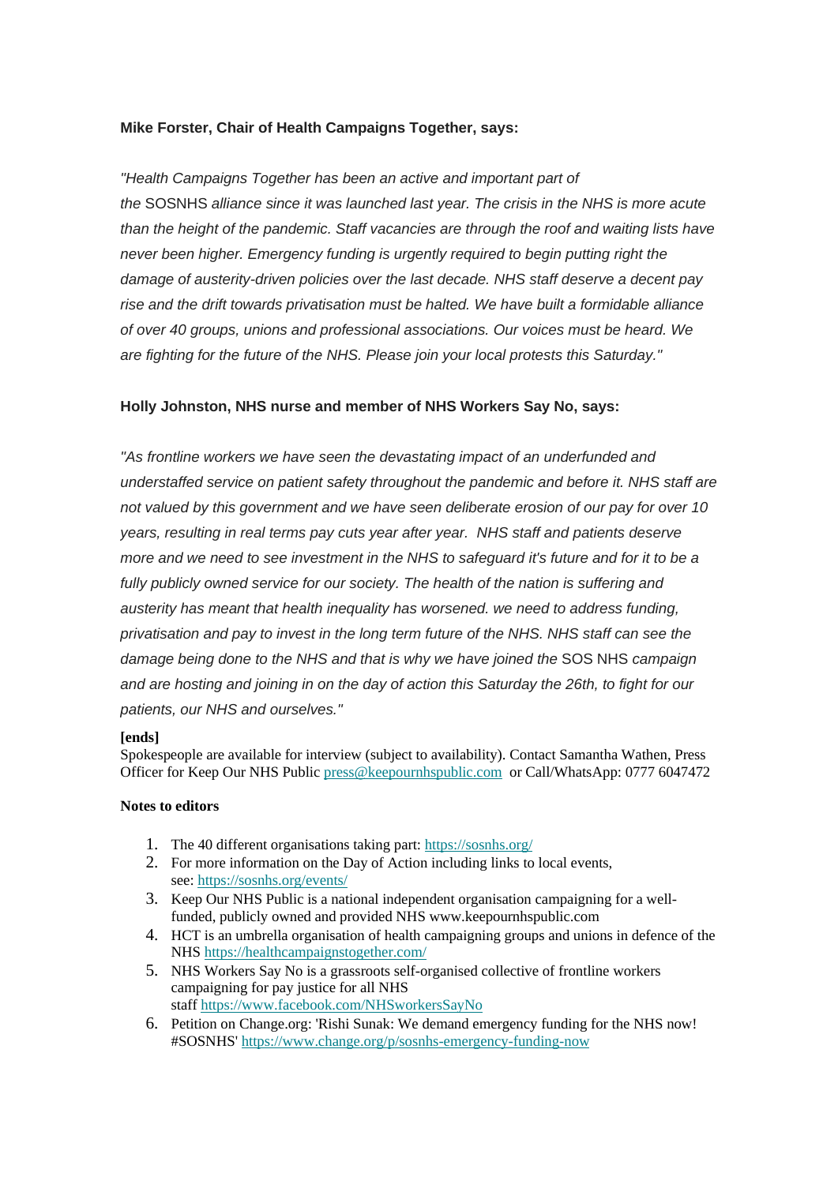**Mike Forster, Chair of Health Campaigns Together, says:**

*"Health Campaigns Together has been an active and important part of the* SOSNHS *alliance since it was launched last year. The crisis in the NHS is more acute than the height of the pandemic. Staff vacancies are through the roof and waiting lists have never been higher. Emergency funding is urgently required to begin putting right the damage of austerity-driven policies over the last decade. NHS staff deserve a decent pay rise and the drift towards privatisation must be halted. We have built a formidable alliance of over 40 groups, unions and professional associations. Our voices must be heard. We are fighting for the future of the NHS. Please join your local protests this Saturday."*

**Holly Johnston, NHS nurse and member of NHS Workers Say No, says:**

*"As frontline workers we have seen the devastating impact of an underfunded and understaffed service on patient safety throughout the pandemic and before it. NHS staff are not valued by this government and we have seen deliberate erosion of our pay for over 10 years, resulting in real terms pay cuts year after year. NHS staff and patients deserve more and we need to see investment in the NHS to safeguard it's future and for it to be a fully publicly owned service for our society. The health of the nation is suffering and austerity has meant that health inequality has worsened. we need to address funding, privatisation and pay to invest in the long term future of the NHS. NHS staff can see the damage being done to the NHS and that is why we have joined the* SOS NHS *campaign and are hosting and joining in on the day of action this Saturday the 26th, to fight for our patients, our NHS and ourselves."*

**[ends]**

Spokespeople are available for interview (subject to availability). Contact Samantha Wathen, Press Officer for Keep Our NHS Public press@keepournhspublic.com or Call/WhatsApp: 0777 6047472

**Notes to editors**

1. The 40 different organisations taking part: https://sosnhs.org/
2. For more information on the Day of Action including links to local events, see: https://sosnhs.org/events/
3. Keep Our NHS Public is a national independent organisation campaigning for a well-funded, publicly owned and provided NHS www.keepournhspublic.com
4. HCT is an umbrella organisation of health campaigning groups and unions in defence of the NHS https://healthcampaignstogether.com/
5. NHS Workers Say No is a grassroots self-organised collective of frontline workers campaigning for pay justice for all NHS staff https://www.facebook.com/NHSworkersSayNo
6. Petition on Change.org: 'Rishi Sunak: We demand emergency funding for the NHS now! #SOSNHS' https://www.change.org/p/sosnhs-emergency-funding-now